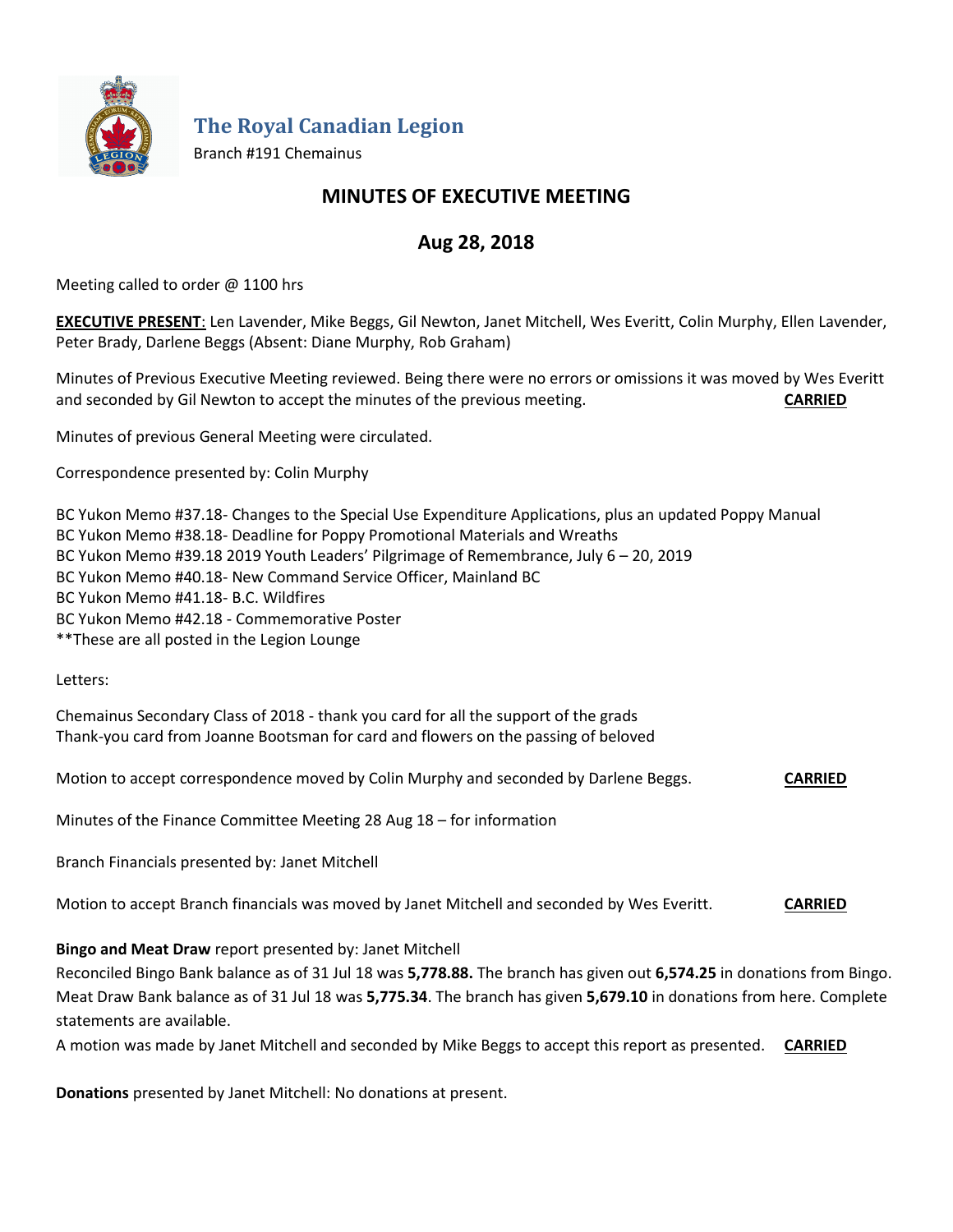# The Royal Canadian Legion

Branch #191 Chemainus

## MINUTES OF EXECUTIVE MEETING

## Aug 28, 2018

Meeting called to order @ 1100 hrs

**EXECUTIVE PRESENT**: Len Lavender, Mike Beggs, Gil Newton, Janet Mitchell, Wes Everitt, Colin Murphy, Ellen Lavender, Peter Brady, Darlene Beggs (Absent: Diane Murphy, Rob Graham)

Minutes of Previous Executive Meeting reviewed. Being there were no errors or omissions it was moved by Wes Everitt and seconded by Gil Newton to accept the minutes of the previous meeting. **CARRIED**

Minutes of previous General Meeting were circulated.

Correspondence presented by: Colin Murphy

BC Yukon Memo #37.18- Changes to the Special Use Expenditure Applications, plus an updated Poppy Manual
BC Yukon Memo #38.18- Deadline for Poppy Promotional Materials and Wreaths
BC Yukon Memo #39.18 2019 Youth Leaders' Pilgrimage of Remembrance, July 6 – 20, 2019
BC Yukon Memo #40.18- New Command Service Officer, Mainland BC
BC Yukon Memo #41.18- B.C. Wildfires
BC Yukon Memo #42.18 - Commemorative Poster
**These are all posted in the Legion Lounge

Letters:

Chemainus Secondary Class of 2018 - thank you card for all the support of the grads
Thank-you card from Joanne Bootsman for card and flowers on the passing of beloved

Motion to accept correspondence moved by Colin Murphy and seconded by Darlene Beggs. **CARRIED**

Minutes of the Finance Committee Meeting 28 Aug 18 – for information

Branch Financials presented by: Janet Mitchell

Motion to accept Branch financials was moved by Janet Mitchell and seconded by Wes Everitt. **CARRIED**

**Bingo and Meat Draw** report presented by: Janet Mitchell
Reconciled Bingo Bank balance as of 31 Jul 18 was **5,778.88.** The branch has given out **6,574.25** in donations from Bingo. Meat Draw Bank balance as of 31 Jul 18 was **5,775.34**. The branch has given **5,679.10** in donations from here. Complete statements are available.
A motion was made by Janet Mitchell and seconded by Mike Beggs to accept this report as presented. **CARRIED**

**Donations** presented by Janet Mitchell: No donations at present.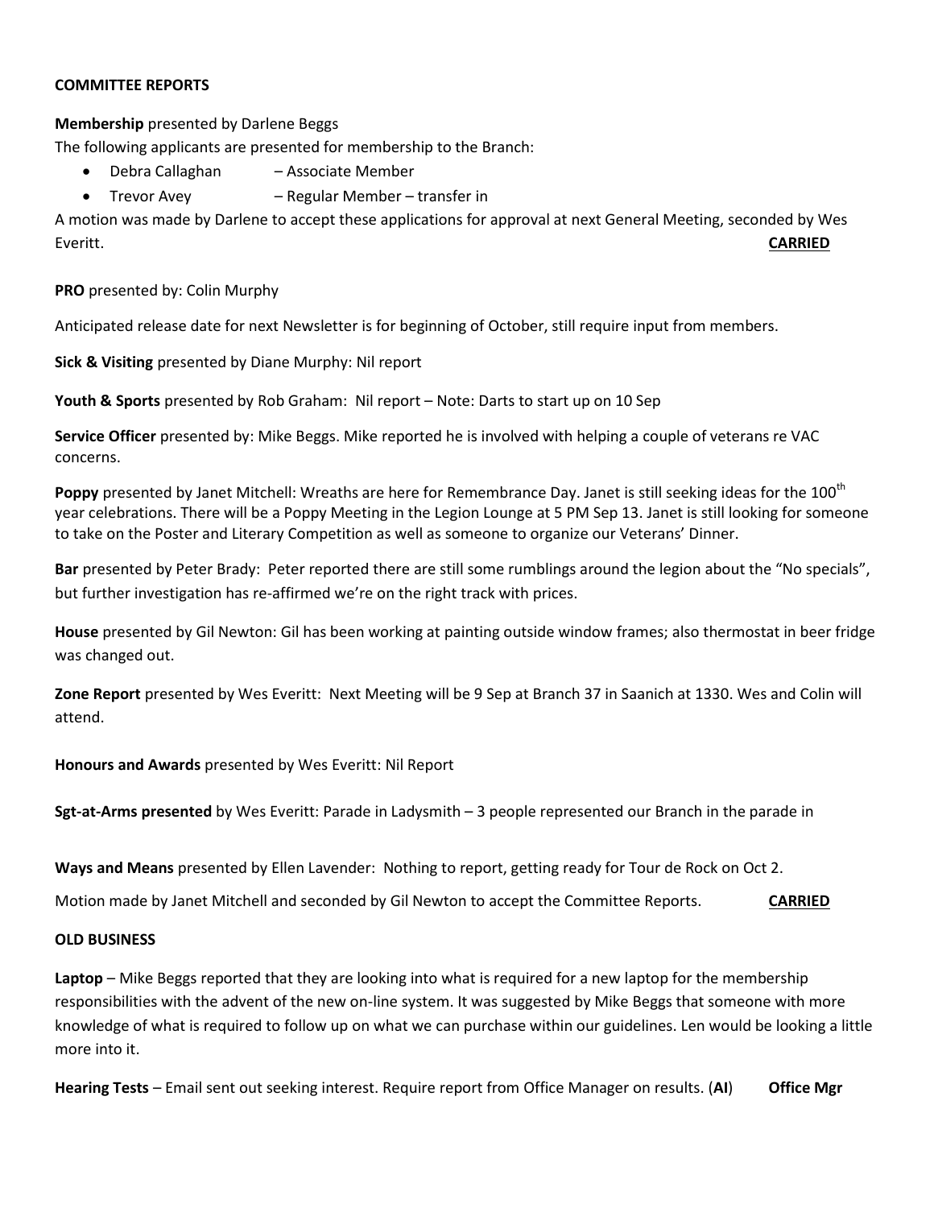**COMMITTEE REPORTS**

**Membership** presented by Darlene Beggs

The following applicants are presented for membership to the Branch:

- Debra Callaghan – Associate Member
- Trevor Avey – Regular Member – transfer in

A motion was made by Darlene to accept these applications for approval at next General Meeting, seconded by Wes Everitt. **CARRIED**

**PRO** presented by: Colin Murphy

Anticipated release date for next Newsletter is for beginning of October, still require input from members.

**Sick & Visiting** presented by Diane Murphy: Nil report

**Youth & Sports** presented by Rob Graham: Nil report – Note: Darts to start up on 10 Sep

**Service Officer** presented by: Mike Beggs. Mike reported he is involved with helping a couple of veterans re VAC concerns.

**Poppy** presented by Janet Mitchell: Wreaths are here for Remembrance Day. Janet is still seeking ideas for the 100th year celebrations. There will be a Poppy Meeting in the Legion Lounge at 5 PM Sep 13. Janet is still looking for someone to take on the Poster and Literary Competition as well as someone to organize our Veterans' Dinner.

**Bar** presented by Peter Brady: Peter reported there are still some rumblings around the legion about the "No specials", but further investigation has re-affirmed we're on the right track with prices.

**House** presented by Gil Newton: Gil has been working at painting outside window frames; also thermostat in beer fridge was changed out.

**Zone Report** presented by Wes Everitt: Next Meeting will be 9 Sep at Branch 37 in Saanich at 1330. Wes and Colin will attend.

**Honours and Awards** presented by Wes Everitt: Nil Report

**Sgt-at-Arms presented** by Wes Everitt: Parade in Ladysmith – 3 people represented our Branch in the parade in

**Ways and Means** presented by Ellen Lavender: Nothing to report, getting ready for Tour de Rock on Oct 2.

Motion made by Janet Mitchell and seconded by Gil Newton to accept the Committee Reports. **CARRIED**

**OLD BUSINESS**

**Laptop** – Mike Beggs reported that they are looking into what is required for a new laptop for the membership responsibilities with the advent of the new on-line system. It was suggested by Mike Beggs that someone with more knowledge of what is required to follow up on what we can purchase within our guidelines. Len would be looking a little more into it.

**Hearing Tests** – Email sent out seeking interest. Require report from Office Manager on results. (**AI**) **Office Mgr**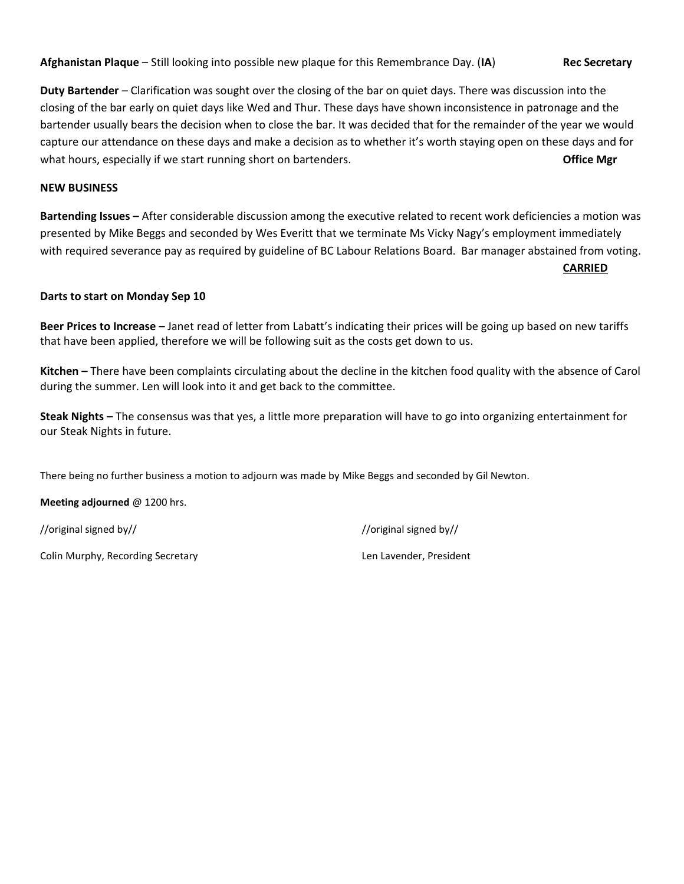**Afghanistan Plaque** – Still looking into possible new plaque for this Remembrance Day. (**IA**) **Rec Secretary**

**Duty Bartender** – Clarification was sought over the closing of the bar on quiet days. There was discussion into the closing of the bar early on quiet days like Wed and Thur. These days have shown inconsistence in patronage and the bartender usually bears the decision when to close the bar. It was decided that for the remainder of the year we would capture our attendance on these days and make a decision as to whether it's worth staying open on these days and for what hours, especially if we start running short on bartenders. **Office Mgr**

**NEW BUSINESS**

**Bartending Issues –** After considerable discussion among the executive related to recent work deficiencies a motion was presented by Mike Beggs and seconded by Wes Everitt that we terminate Ms Vicky Nagy's employment immediately with required severance pay as required by guideline of BC Labour Relations Board. Bar manager abstained from voting.

**CARRIED**

**Darts to start on Monday Sep 10**

**Beer Prices to Increase –** Janet read of letter from Labatt's indicating their prices will be going up based on new tariffs that have been applied, therefore we will be following suit as the costs get down to us.

**Kitchen –** There have been complaints circulating about the decline in the kitchen food quality with the absence of Carol during the summer. Len will look into it and get back to the committee.

**Steak Nights –** The consensus was that yes, a little more preparation will have to go into organizing entertainment for our Steak Nights in future.

There being no further business a motion to adjourn was made by Mike Beggs and seconded by Gil Newton.

**Meeting adjourned** @ 1200 hrs.

//original signed by//

Colin Murphy, Recording Secretary

//original signed by//

Len Lavender, President